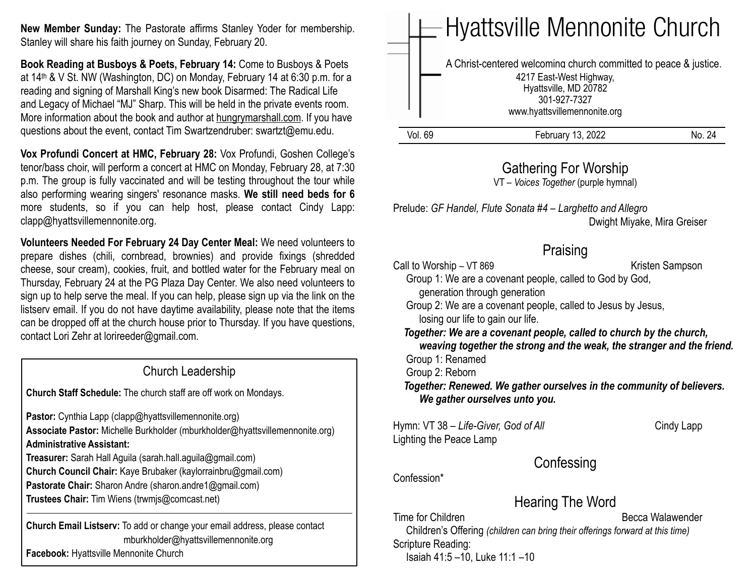**New Member Sunday:** The Pastorate affirms Stanley Yoder for membership. Stanley will share his faith journey on Sunday, February 20.

**Book Reading at Busboys & Poets, February 14:** Come to Busboys & Poets at 14th & V St. NW (Washington, DC) on Monday, February 14 at 6:30 p.m. for a reading and signing of Marshall King's new book Disarmed: The Radical Life and Legacy of Michael "MJ" Sharp. This will be held in the private events room. More information about the book and author at hungrymarshall.com. If you have questions about the event, contact Tim Swartzendruber: swartzt@emu.edu.

**Vox Profundi Concert at HMC, February 28:** Vox Profundi, Goshen College's tenor/bass choir, will perform a concert at HMC on Monday, February 28, at 7:30 p.m. The group is fully vaccinated and will be testing throughout the tour while also performing wearing singers' resonance masks. **We still need beds for 6** more students, so if you can help host, please contact Cindy Lapp: clapp@hyattsvillemennonite.org.

**Volunteers Needed For February 24 Day Center Meal:** We need volunteers to prepare dishes (chili, cornbread, brownies) and provide fixings (shredded cheese, sour cream), cookies, fruit, and bottled water for the February meal on Thursday, February 24 at the PG Plaza Day Center. We also need volunteers to sign up to help serve the meal. If you can help, please sign up via the link on the listserv email. If you do not have daytime availability, please note that the items can be dropped off at the church house prior to Thursday. If you have questions, contact Lori Zehr at lorireeder@gmail.com.

## Church Leadership

**Church Staff Schedule:** The church staff are off work on Mondays.

**Pastor:** Cynthia Lapp (clapp@hyattsvillemennonite.org)
**Associate Pastor:** Michelle Burkholder (mburkholder@hyattsvillemennonite.org)
**Administrative Assistant:**
**Treasurer:** Sarah Hall Aguila (sarah.hall.aguila@gmail.com)
**Church Council Chair:** Kaye Brubaker (kaylorrainbru@gmail.com)
**Pastorate Chair:** Sharon Andre (sharon.andre1@gmail.com)
**Trustees Chair:** Tim Wiens (trwmjs@comcast.net)

**Church Email Listserv:** To add or change your email address, please contact mburkholder@hyattsvillemennonite.org
**Facebook:** Hyattsville Mennonite Church

# Hyattsville Mennonite Church

A Christ-centered welcoming church committed to peace & justice.
4217 East-West Highway,
Hyattsville, MD 20782
301-927-7327
www.hyattsvillemennonite.org

Vol. 69 | February 13, 2022 | No. 24

## Gathering For Worship

VT – *Voices Together* (purple hymnal)

Prelude: *GF Handel, Flute Sonata #4 – Larghetto and Allegro* — Dwight Miyake, Mira Greiser

## Praising

Call to Worship – VT 869 — Kristen Sampson

Group 1: We are a covenant people, called to God by God, generation through generation
Group 2: We are a covenant people, called to Jesus by Jesus, losing our life to gain our life.
***Together: We are a covenant people, called to church by the church, weaving together the strong and the weak, the stranger and the friend.***
Group 1: Renamed
Group 2: Reborn
***Together: Renewed. We gather ourselves in the community of believers. We gather ourselves unto you.***

Hymn: VT 38 – *Life-Giver, God of All* — Cindy Lapp
Lighting the Peace Lamp

## Confessing

Confession*

## Hearing The Word

Time for Children — Becca Walawender
Children's Offering *(children can bring their offerings forward at this time)*
Scripture Reading:
Isaiah 41:5 –10, Luke 11:1 –10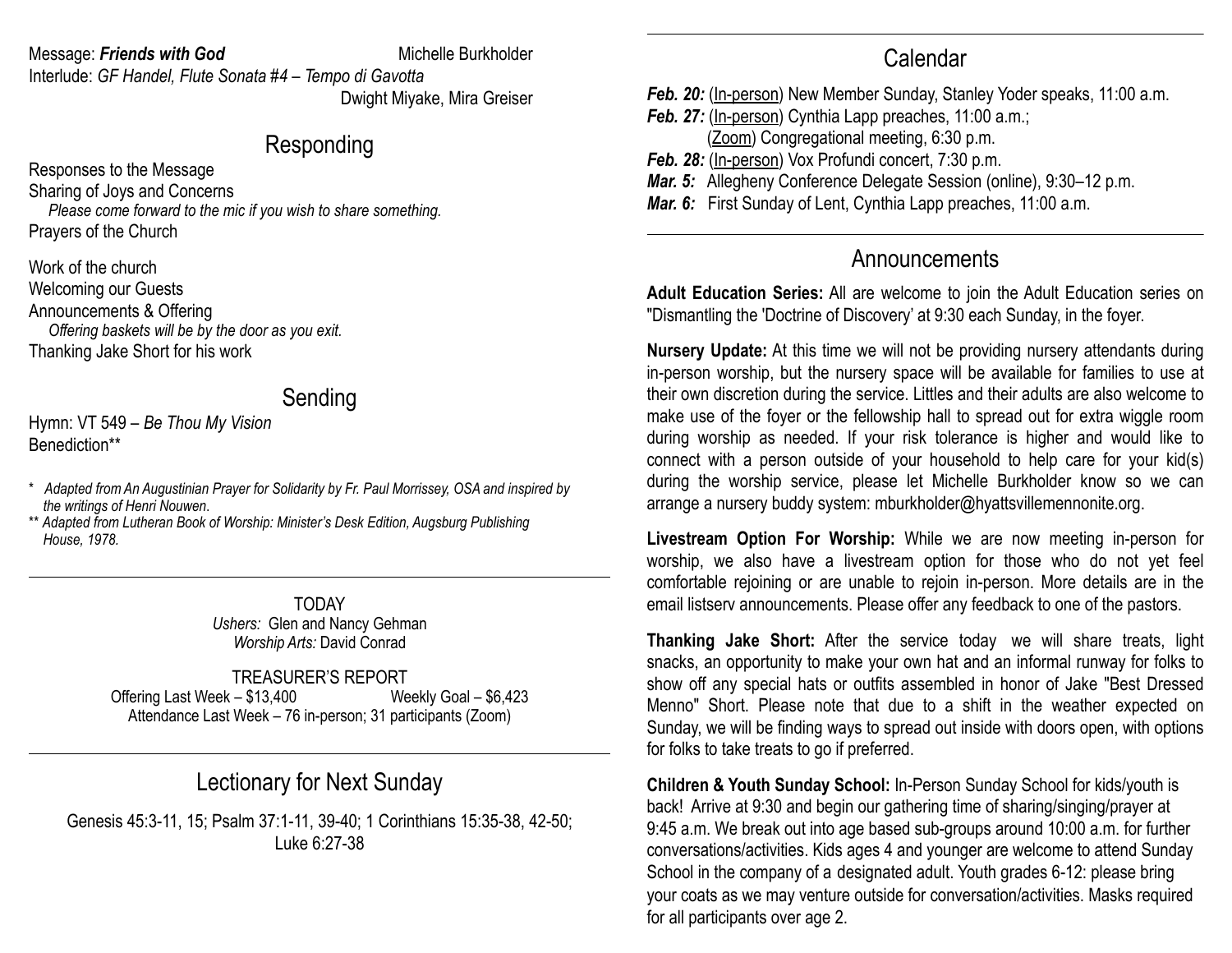Message: ***Friends with God*** Michelle Burkholder

Interlude: *GF Handel, Flute Sonata #4 – Tempo di Gavotta*
Dwight Miyake, Mira Greiser

## Responding

Responses to the Message

Sharing of Joys and Concerns

*Please come forward to the mic if you wish to share something.*

Prayers of the Church

Work of the church

Welcoming our Guests

Announcements & Offering

*Offering baskets will be by the door as you exit.*

Thanking Jake Short for his work

## Sending

Hymn: VT 549 – *Be Thou My Vision*

Benediction**

\* *Adapted from An Augustinian Prayer for Solidarity by Fr. Paul Morrissey, OSA and inspired by the writings of Henri Nouwen.*

\** *Adapted from Lutheran Book of Worship: Minister's Desk Edition, Augsburg Publishing House, 1978.*

---

TODAY

*Ushers:* Glen and Nancy Gehman

*Worship Arts:* David Conrad

TREASURER'S REPORT

Offering Last Week – $13,400 Weekly Goal – $6,423

Attendance Last Week – 76 in-person; 31 participants (Zoom)

---

## Lectionary for Next Sunday

Genesis 45:3-11, 15; Psalm 37:1-11, 39-40; 1 Corinthians 15:35-38, 42-50; Luke 6:27-38

---

## Calendar

***Feb. 20:*** (In-person) New Member Sunday, Stanley Yoder speaks, 11:00 a.m.

***Feb. 27:*** (In-person) Cynthia Lapp preaches, 11:00 a.m.;
(Zoom) Congregational meeting, 6:30 p.m.

***Feb. 28:*** (In-person) Vox Profundi concert, 7:30 p.m.

***Mar. 5:*** Allegheny Conference Delegate Session (online), 9:30–12 p.m.

***Mar. 6:*** First Sunday of Lent, Cynthia Lapp preaches, 11:00 a.m.

---

## Announcements

**Adult Education Series:** All are welcome to join the Adult Education series on "Dismantling the 'Doctrine of Discovery' at 9:30 each Sunday, in the foyer.

**Nursery Update:** At this time we will not be providing nursery attendants during in-person worship, but the nursery space will be available for families to use at their own discretion during the service. Littles and their adults are also welcome to make use of the foyer or the fellowship hall to spread out for extra wiggle room during worship as needed. If your risk tolerance is higher and would like to connect with a person outside of your household to help care for your kid(s) during the worship service, please let Michelle Burkholder know so we can arrange a nursery buddy system: mburkholder@hyattsvillemennonite.org.

**Livestream Option For Worship:** While we are now meeting in-person for worship, we also have a livestream option for those who do not yet feel comfortable rejoining or are unable to rejoin in-person. More details are in the email listserv announcements. Please offer any feedback to one of the pastors.

**Thanking Jake Short:** After the service today we will share treats, light snacks, an opportunity to make your own hat and an informal runway for folks to show off any special hats or outfits assembled in honor of Jake "Best Dressed Menno" Short. Please note that due to a shift in the weather expected on Sunday, we will be finding ways to spread out inside with doors open, with options for folks to take treats to go if preferred.

**Children & Youth Sunday School:** In-Person Sunday School for kids/youth is back! Arrive at 9:30 and begin our gathering time of sharing/singing/prayer at 9:45 a.m. We break out into age based sub-groups around 10:00 a.m. for further conversations/activities. Kids ages 4 and younger are welcome to attend Sunday School in the company of a designated adult. Youth grades 6-12: please bring your coats as we may venture outside for conversation/activities. Masks required for all participants over age 2.